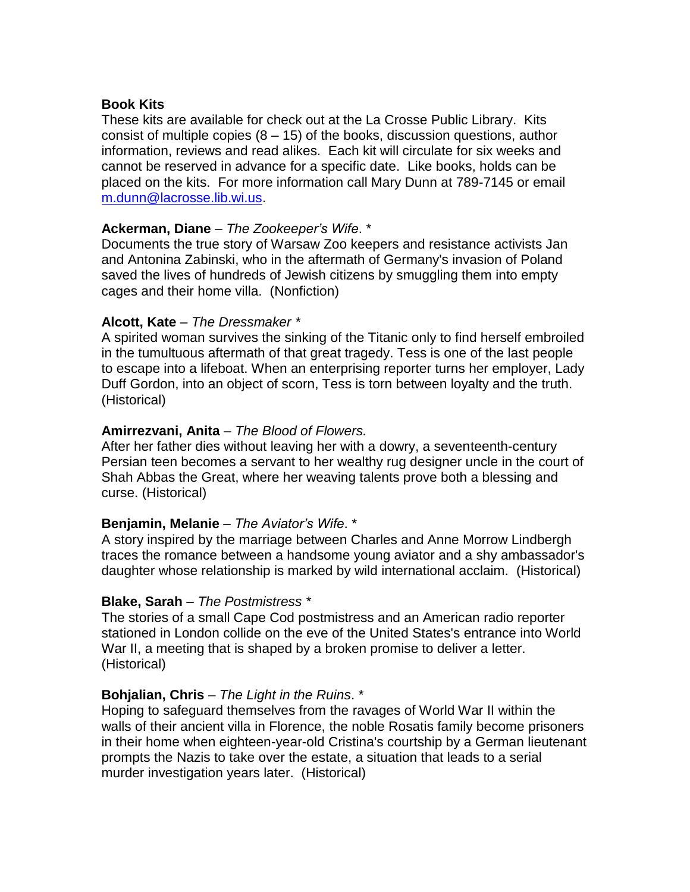## Book Kits

These kits are available for check out at the La Crosse Public Library. Kits consist of multiple copies (8 – 15) of the books, discussion questions, author information, reviews and read alikes. Each kit will circulate for six weeks and cannot be reserved in advance for a specific date. Like books, holds can be placed on the kits. For more information call Mary Dunn at 789-7145 or email [m.dunn@lacrosse.lib.wi.us](mailto:m.dunn@lacrosse.lib.wi.us).

**Ackerman, Diane** – *The Zookeeper's Wife*. *

Documents the true story of Warsaw Zoo keepers and resistance activists Jan and Antonina Zabinski, who in the aftermath of Germany's invasion of Poland saved the lives of hundreds of Jewish citizens by smuggling them into empty cages and their home villa. (Nonfiction)

**Alcott, Kate** – *The Dressmaker* *

A spirited woman survives the sinking of the Titanic only to find herself embroiled in the tumultuous aftermath of that great tragedy. Tess is one of the last people to escape into a lifeboat. When an enterprising reporter turns her employer, Lady Duff Gordon, into an object of scorn, Tess is torn between loyalty and the truth. (Historical)

**Amirrezvani, Anita** – *The Blood of Flowers.*

After her father dies without leaving her with a dowry, a seventeenth-century Persian teen becomes a servant to her wealthy rug designer uncle in the court of Shah Abbas the Great, where her weaving talents prove both a blessing and curse. (Historical)

**Benjamin, Melanie** – *The Aviator's Wife*. *

A story inspired by the marriage between Charles and Anne Morrow Lindbergh traces the romance between a handsome young aviator and a shy ambassador's daughter whose relationship is marked by wild international acclaim. (Historical)

**Blake, Sarah** – *The Postmistress* *

The stories of a small Cape Cod postmistress and an American radio reporter stationed in London collide on the eve of the United States's entrance into World War II, a meeting that is shaped by a broken promise to deliver a letter. (Historical)

**Bohjalian, Chris** – *The Light in the Ruins*. *

Hoping to safeguard themselves from the ravages of World War II within the walls of their ancient villa in Florence, the noble Rosatis family become prisoners in their home when eighteen-year-old Cristina's courtship by a German lieutenant prompts the Nazis to take over the estate, a situation that leads to a serial murder investigation years later. (Historical)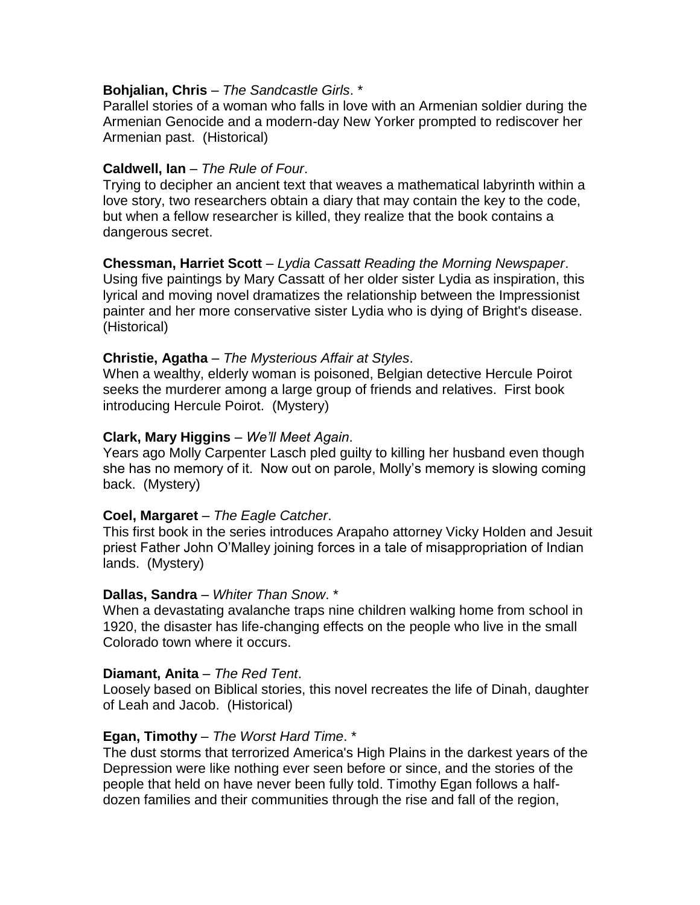**Bohjalian, Chris** – *The Sandcastle Girls*. *
Parallel stories of a woman who falls in love with an Armenian soldier during the Armenian Genocide and a modern-day New Yorker prompted to rediscover her Armenian past. (Historical)

**Caldwell, Ian** – *The Rule of Four*.
Trying to decipher an ancient text that weaves a mathematical labyrinth within a love story, two researchers obtain a diary that may contain the key to the code, but when a fellow researcher is killed, they realize that the book contains a dangerous secret.

**Chessman, Harriet Scott** – *Lydia Cassatt Reading the Morning Newspaper*.
Using five paintings by Mary Cassatt of her older sister Lydia as inspiration, this lyrical and moving novel dramatizes the relationship between the Impressionist painter and her more conservative sister Lydia who is dying of Bright's disease. (Historical)

**Christie, Agatha** – *The Mysterious Affair at Styles*.
When a wealthy, elderly woman is poisoned, Belgian detective Hercule Poirot seeks the murderer among a large group of friends and relatives. First book introducing Hercule Poirot. (Mystery)

**Clark, Mary Higgins** – *We'll Meet Again*.
Years ago Molly Carpenter Lasch pled guilty to killing her husband even though she has no memory of it. Now out on parole, Molly's memory is slowing coming back. (Mystery)

**Coel, Margaret** – *The Eagle Catcher*.
This first book in the series introduces Arapaho attorney Vicky Holden and Jesuit priest Father John O'Malley joining forces in a tale of misappropriation of Indian lands. (Mystery)

**Dallas, Sandra** – *Whiter Than Snow*. *
When a devastating avalanche traps nine children walking home from school in 1920, the disaster has life-changing effects on the people who live in the small Colorado town where it occurs.

**Diamant, Anita** – *The Red Tent*.
Loosely based on Biblical stories, this novel recreates the life of Dinah, daughter of Leah and Jacob. (Historical)

**Egan, Timothy** – *The Worst Hard Time*. *
The dust storms that terrorized America's High Plains in the darkest years of the Depression were like nothing ever seen before or since, and the stories of the people that held on have never been fully told. Timothy Egan follows a half-dozen families and their communities through the rise and fall of the region,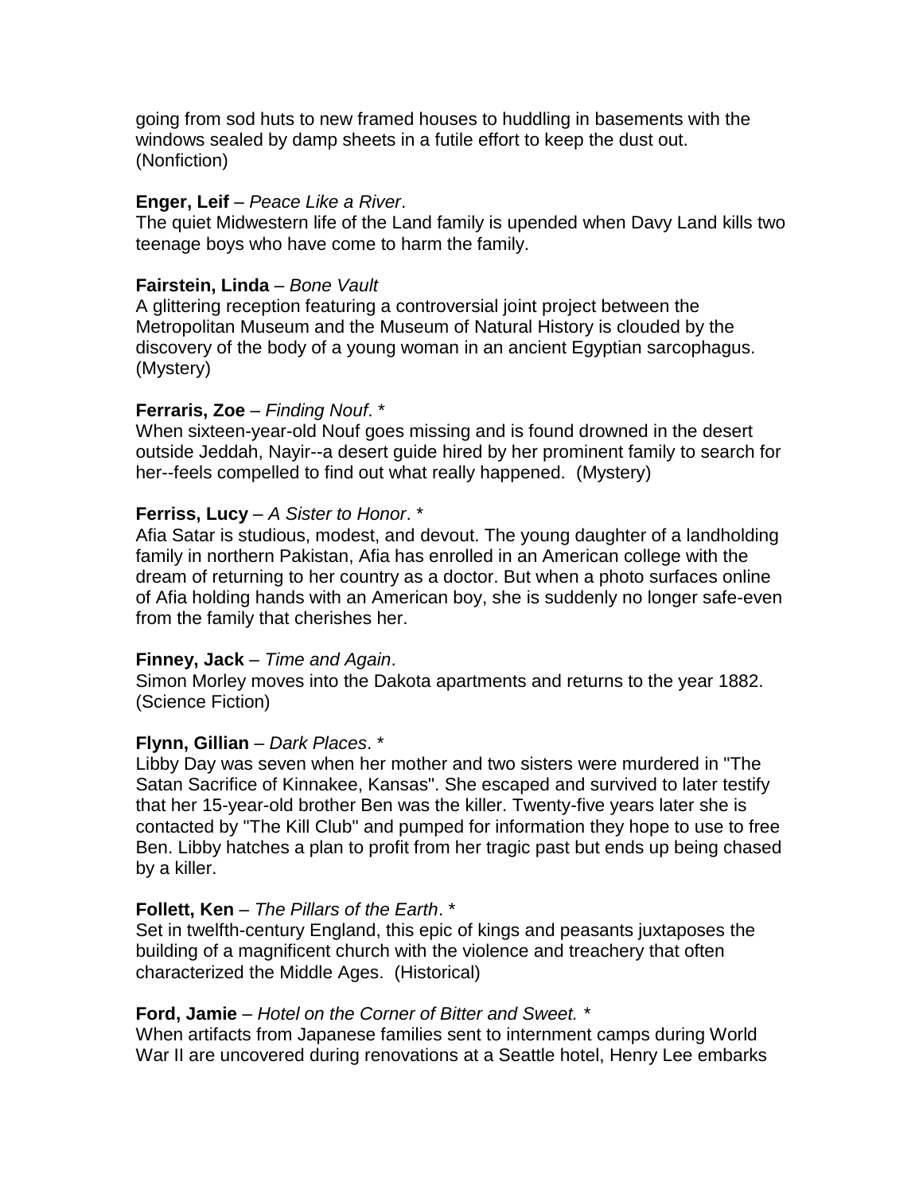going from sod huts to new framed houses to huddling in basements with the windows sealed by damp sheets in a futile effort to keep the dust out. (Nonfiction)

**Enger, Leif** – *Peace Like a River*.
The quiet Midwestern life of the Land family is upended when Davy Land kills two teenage boys who have come to harm the family.

**Fairstein, Linda** – *Bone Vault*
A glittering reception featuring a controversial joint project between the Metropolitan Museum and the Museum of Natural History is clouded by the discovery of the body of a young woman in an ancient Egyptian sarcophagus. (Mystery)

**Ferraris, Zoe** – *Finding Nouf*. *
When sixteen-year-old Nouf goes missing and is found drowned in the desert outside Jeddah, Nayir--a desert guide hired by her prominent family to search for her--feels compelled to find out what really happened. (Mystery)

**Ferriss, Lucy** – *A Sister to Honor*. *
Afia Satar is studious, modest, and devout. The young daughter of a landholding family in northern Pakistan, Afia has enrolled in an American college with the dream of returning to her country as a doctor. But when a photo surfaces online of Afia holding hands with an American boy, she is suddenly no longer safe-even from the family that cherishes her.

**Finney, Jack** – *Time and Again*.
Simon Morley moves into the Dakota apartments and returns to the year 1882. (Science Fiction)

**Flynn, Gillian** – *Dark Places*. *
Libby Day was seven when her mother and two sisters were murdered in "The Satan Sacrifice of Kinnakee, Kansas". She escaped and survived to later testify that her 15-year-old brother Ben was the killer. Twenty-five years later she is contacted by "The Kill Club" and pumped for information they hope to use to free Ben. Libby hatches a plan to profit from her tragic past but ends up being chased by a killer.

**Follett, Ken** – *The Pillars of the Earth*. *
Set in twelfth-century England, this epic of kings and peasants juxtaposes the building of a magnificent church with the violence and treachery that often characterized the Middle Ages. (Historical)

**Ford, Jamie** – *Hotel on the Corner of Bitter and Sweet. **
When artifacts from Japanese families sent to internment camps during World War II are uncovered during renovations at a Seattle hotel, Henry Lee embarks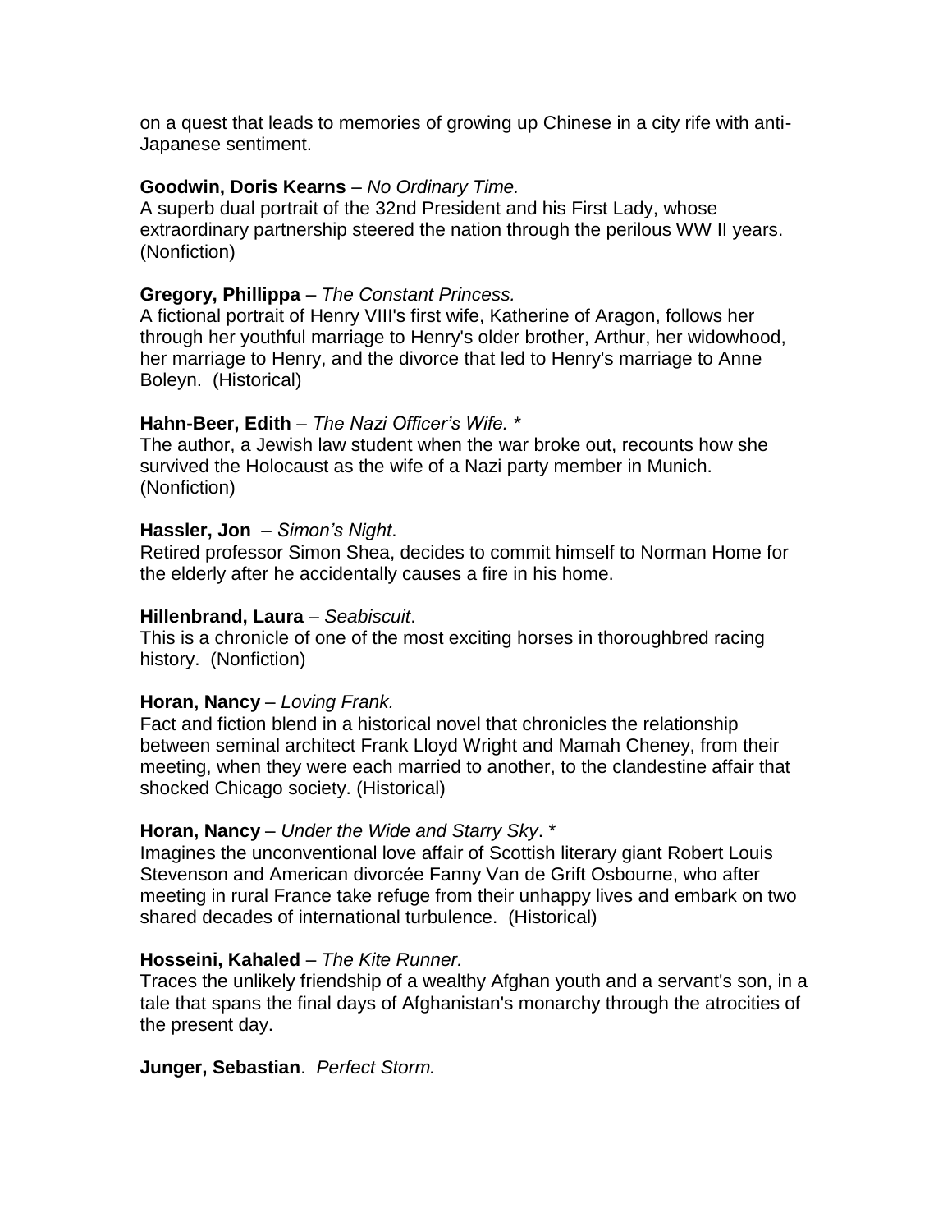on a quest that leads to memories of growing up Chinese in a city rife with anti-Japanese sentiment.

**Goodwin, Doris Kearns** – *No Ordinary Time.*
A superb dual portrait of the 32nd President and his First Lady, whose extraordinary partnership steered the nation through the perilous WW II years. (Nonfiction)

**Gregory, Phillippa** – *The Constant Princess.*
A fictional portrait of Henry VIII's first wife, Katherine of Aragon, follows her through her youthful marriage to Henry's older brother, Arthur, her widowhood, her marriage to Henry, and the divorce that led to Henry's marriage to Anne Boleyn. (Historical)

**Hahn-Beer, Edith** – *The Nazi Officer's Wife. **
The author, a Jewish law student when the war broke out, recounts how she survived the Holocaust as the wife of a Nazi party member in Munich. (Nonfiction)

**Hassler, Jon** – *Simon's Night*.
Retired professor Simon Shea, decides to commit himself to Norman Home for the elderly after he accidentally causes a fire in his home.

**Hillenbrand, Laura** – *Seabiscuit*.
This is a chronicle of one of the most exciting horses in thoroughbred racing history. (Nonfiction)

**Horan, Nancy** – *Loving Frank.*
Fact and fiction blend in a historical novel that chronicles the relationship between seminal architect Frank Lloyd Wright and Mamah Cheney, from their meeting, when they were each married to another, to the clandestine affair that shocked Chicago society. (Historical)

**Horan, Nancy** – *Under the Wide and Starry Sky*. *
Imagines the unconventional love affair of Scottish literary giant Robert Louis Stevenson and American divorcée Fanny Van de Grift Osbourne, who after meeting in rural France take refuge from their unhappy lives and embark on two shared decades of international turbulence. (Historical)

**Hosseini, Kahaled** – *The Kite Runner.*
Traces the unlikely friendship of a wealthy Afghan youth and a servant's son, in a tale that spans the final days of Afghanistan's monarchy through the atrocities of the present day.

**Junger, Sebastian**. *Perfect Storm.*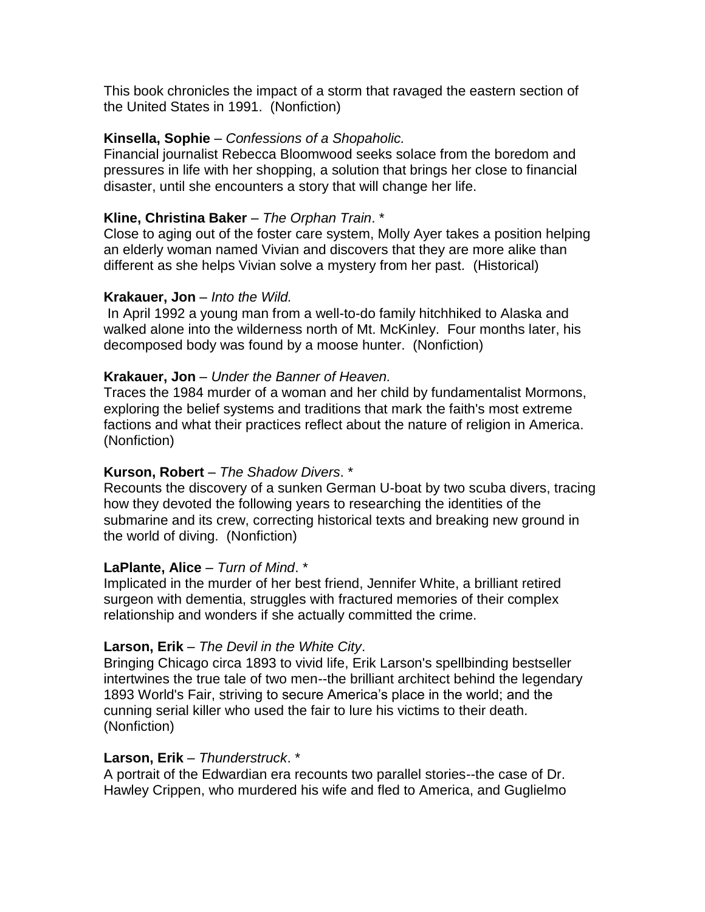This book chronicles the impact of a storm that ravaged the eastern section of the United States in 1991. (Nonfiction)

**Kinsella, Sophie** – *Confessions of a Shopaholic.*
Financial journalist Rebecca Bloomwood seeks solace from the boredom and pressures in life with her shopping, a solution that brings her close to financial disaster, until she encounters a story that will change her life.

**Kline, Christina Baker** – *The Orphan Train*. *
Close to aging out of the foster care system, Molly Ayer takes a position helping an elderly woman named Vivian and discovers that they are more alike than different as she helps Vivian solve a mystery from her past. (Historical)

**Krakauer, Jon** – *Into the Wild.*
In April 1992 a young man from a well-to-do family hitchhiked to Alaska and walked alone into the wilderness north of Mt. McKinley. Four months later, his decomposed body was found by a moose hunter. (Nonfiction)

**Krakauer, Jon** – *Under the Banner of Heaven.*
Traces the 1984 murder of a woman and her child by fundamentalist Mormons, exploring the belief systems and traditions that mark the faith's most extreme factions and what their practices reflect about the nature of religion in America. (Nonfiction)

**Kurson, Robert** – *The Shadow Divers*. *
Recounts the discovery of a sunken German U-boat by two scuba divers, tracing how they devoted the following years to researching the identities of the submarine and its crew, correcting historical texts and breaking new ground in the world of diving. (Nonfiction)

**LaPlante, Alice** – *Turn of Mind*. *
Implicated in the murder of her best friend, Jennifer White, a brilliant retired surgeon with dementia, struggles with fractured memories of their complex relationship and wonders if she actually committed the crime.

**Larson, Erik** – *The Devil in the White City*.
Bringing Chicago circa 1893 to vivid life, Erik Larson's spellbinding bestseller intertwines the true tale of two men--the brilliant architect behind the legendary 1893 World's Fair, striving to secure America's place in the world; and the cunning serial killer who used the fair to lure his victims to their death. (Nonfiction)

**Larson, Erik** – *Thunderstruck*. *
A portrait of the Edwardian era recounts two parallel stories--the case of Dr. Hawley Crippen, who murdered his wife and fled to America, and Guglielmo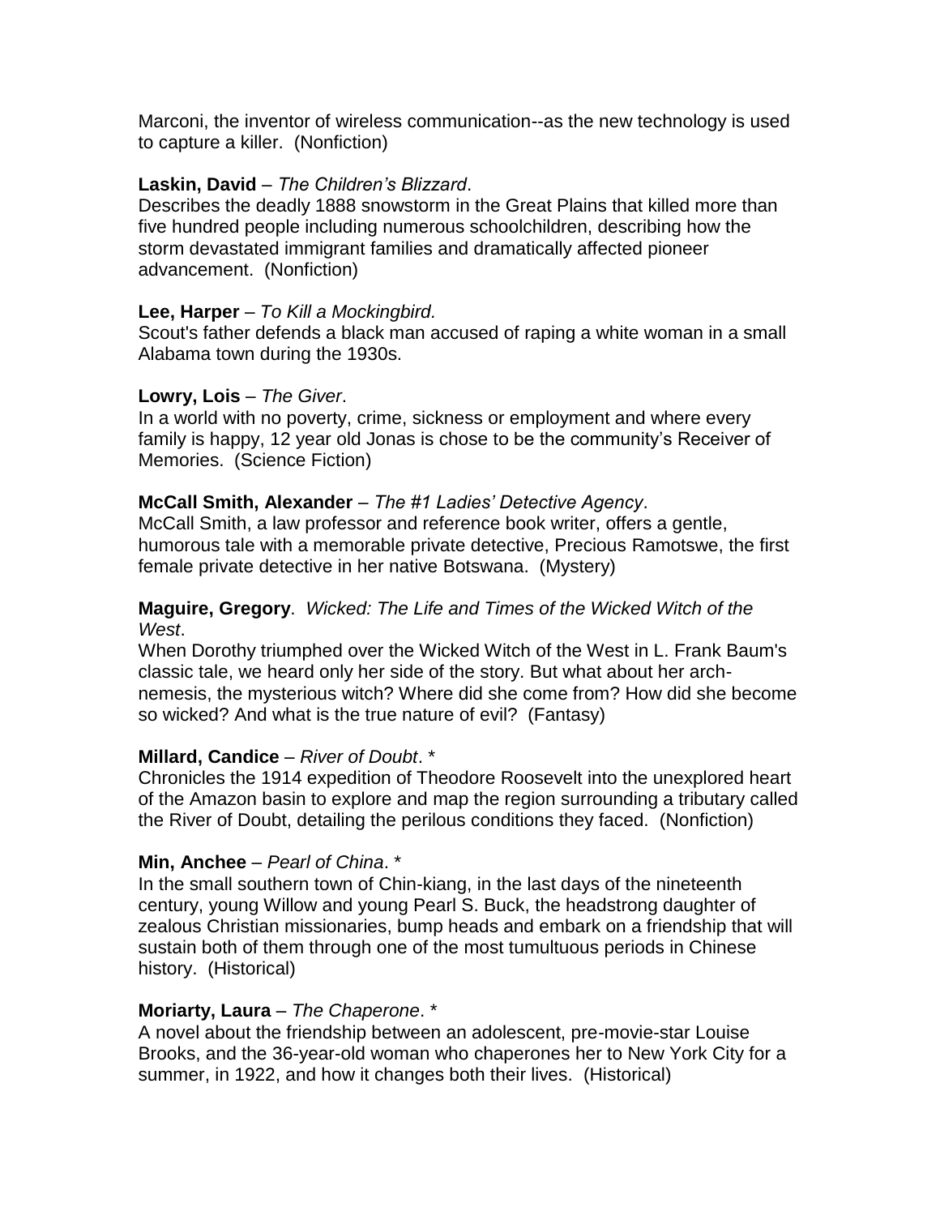Marconi, the inventor of wireless communication--as the new technology is used to capture a killer. (Nonfiction)

**Laskin, David** – *The Children's Blizzard*.
Describes the deadly 1888 snowstorm in the Great Plains that killed more than five hundred people including numerous schoolchildren, describing how the storm devastated immigrant families and dramatically affected pioneer advancement. (Nonfiction)

**Lee, Harper** – *To Kill a Mockingbird.*
Scout's father defends a black man accused of raping a white woman in a small Alabama town during the 1930s.

**Lowry, Lois** – *The Giver*.
In a world with no poverty, crime, sickness or employment and where every family is happy, 12 year old Jonas is chose to be the community's Receiver of Memories. (Science Fiction)

**McCall Smith, Alexander** – *The #1 Ladies' Detective Agency*.
McCall Smith, a law professor and reference book writer, offers a gentle, humorous tale with a memorable private detective, Precious Ramotswe, the first female private detective in her native Botswana. (Mystery)

**Maguire, Gregory**. *Wicked: The Life and Times of the Wicked Witch of the West*.
When Dorothy triumphed over the Wicked Witch of the West in L. Frank Baum's classic tale, we heard only her side of the story. But what about her arch-nemesis, the mysterious witch? Where did she come from? How did she become so wicked? And what is the true nature of evil? (Fantasy)

**Millard, Candice** – *River of Doubt*. *
Chronicles the 1914 expedition of Theodore Roosevelt into the unexplored heart of the Amazon basin to explore and map the region surrounding a tributary called the River of Doubt, detailing the perilous conditions they faced. (Nonfiction)

**Min, Anchee** – *Pearl of China*. *
In the small southern town of Chin-kiang, in the last days of the nineteenth century, young Willow and young Pearl S. Buck, the headstrong daughter of zealous Christian missionaries, bump heads and embark on a friendship that will sustain both of them through one of the most tumultuous periods in Chinese history. (Historical)

**Moriarty, Laura** – *The Chaperone*. *
A novel about the friendship between an adolescent, pre-movie-star Louise Brooks, and the 36-year-old woman who chaperones her to New York City for a summer, in 1922, and how it changes both their lives. (Historical)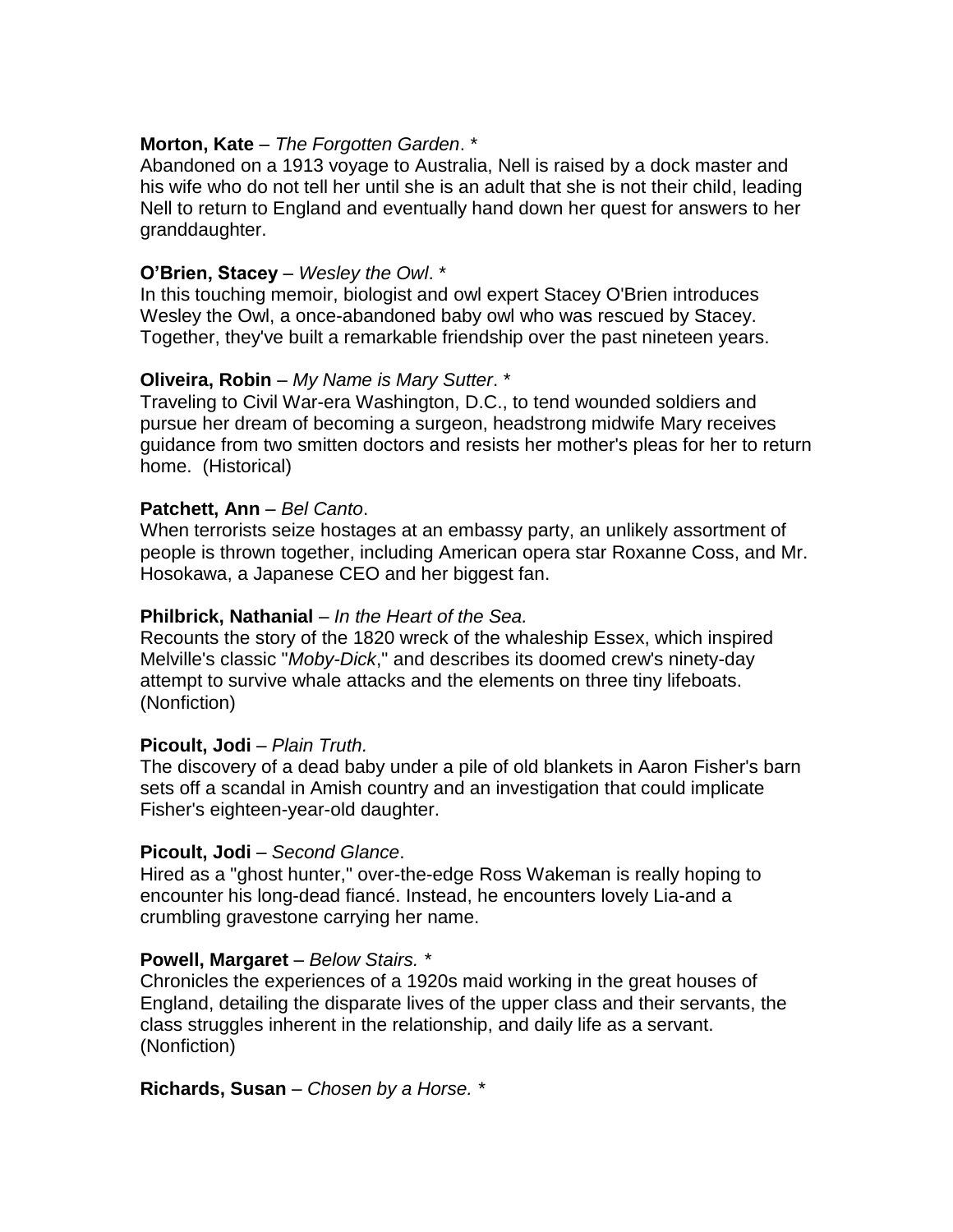**Morton, Kate** – *The Forgotten Garden*. *
Abandoned on a 1913 voyage to Australia, Nell is raised by a dock master and his wife who do not tell her until she is an adult that she is not their child, leading Nell to return to England and eventually hand down her quest for answers to her granddaughter.

**O'Brien, Stacey** – *Wesley the Owl*. *
In this touching memoir, biologist and owl expert Stacey O'Brien introduces Wesley the Owl, a once-abandoned baby owl who was rescued by Stacey. Together, they've built a remarkable friendship over the past nineteen years.

**Oliveira, Robin** – *My Name is Mary Sutter*. *
Traveling to Civil War-era Washington, D.C., to tend wounded soldiers and pursue her dream of becoming a surgeon, headstrong midwife Mary receives guidance from two smitten doctors and resists her mother's pleas for her to return home. (Historical)

**Patchett, Ann** – *Bel Canto*.
When terrorists seize hostages at an embassy party, an unlikely assortment of people is thrown together, including American opera star Roxanne Coss, and Mr. Hosokawa, a Japanese CEO and her biggest fan.

**Philbrick, Nathanial** – *In the Heart of the Sea.*
Recounts the story of the 1820 wreck of the whaleship Essex, which inspired Melville's classic "*Moby-Dick*," and describes its doomed crew's ninety-day attempt to survive whale attacks and the elements on three tiny lifeboats. (Nonfiction)

**Picoult, Jodi** – *Plain Truth.*
The discovery of a dead baby under a pile of old blankets in Aaron Fisher's barn sets off a scandal in Amish country and an investigation that could implicate Fisher's eighteen-year-old daughter.

**Picoult, Jodi** – *Second Glance*.
Hired as a "ghost hunter," over-the-edge Ross Wakeman is really hoping to encounter his long-dead fiancé. Instead, he encounters lovely Lia-and a crumbling gravestone carrying her name.

**Powell, Margaret** – *Below Stairs.* *
Chronicles the experiences of a 1920s maid working in the great houses of England, detailing the disparate lives of the upper class and their servants, the class struggles inherent in the relationship, and daily life as a servant. (Nonfiction)

**Richards, Susan** – *Chosen by a Horse.* *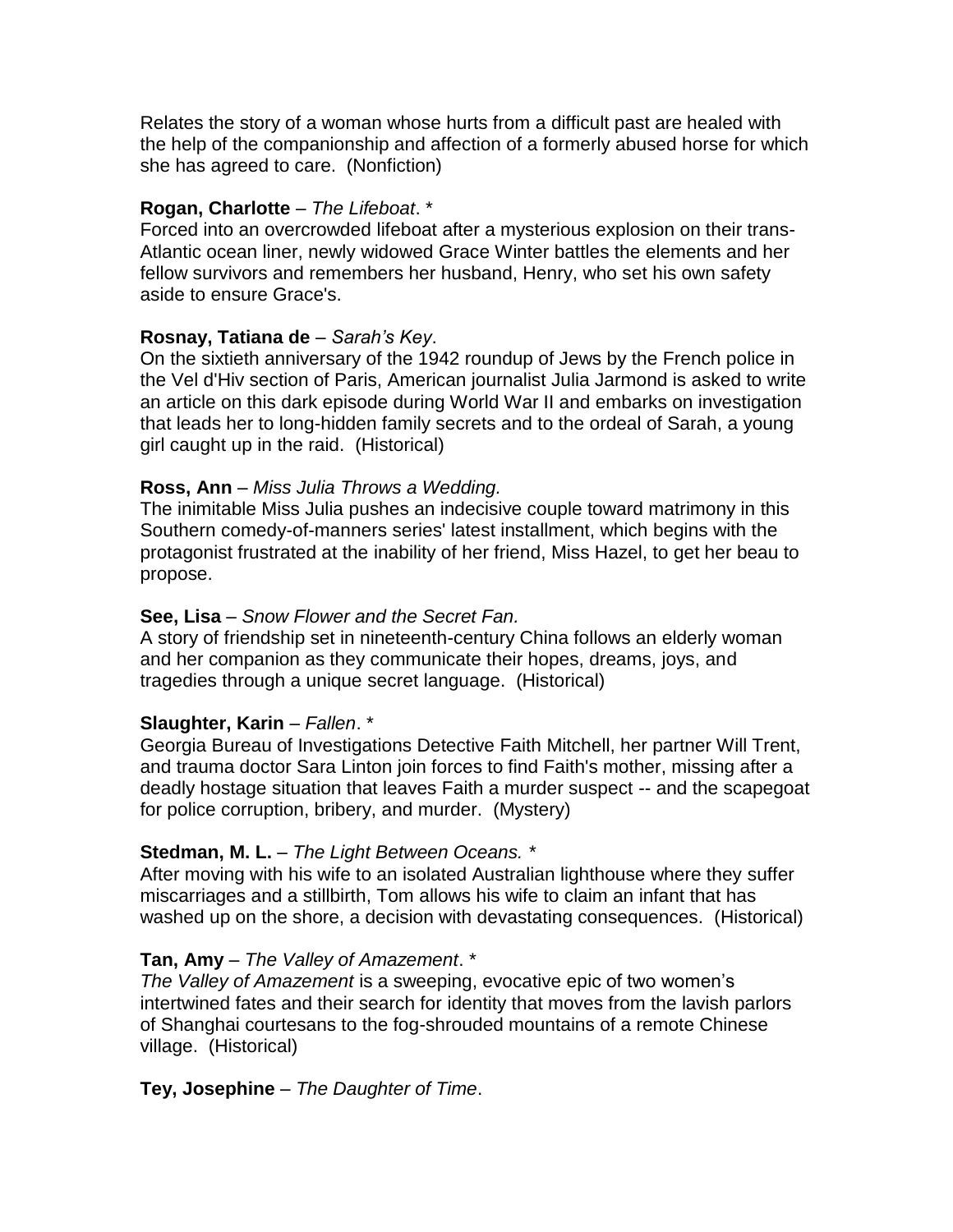Relates the story of a woman whose hurts from a difficult past are healed with the help of the companionship and affection of a formerly abused horse for which she has agreed to care.  (Nonfiction)

**Rogan, Charlotte** – *The Lifeboat*. *
Forced into an overcrowded lifeboat after a mysterious explosion on their trans-Atlantic ocean liner, newly widowed Grace Winter battles the elements and her fellow survivors and remembers her husband, Henry, who set his own safety aside to ensure Grace's.

**Rosnay, Tatiana de** – *Sarah's Key*.
On the sixtieth anniversary of the 1942 roundup of Jews by the French police in the Vel d'Hiv section of Paris, American journalist Julia Jarmond is asked to write an article on this dark episode during World War II and embarks on investigation that leads her to long-hidden family secrets and to the ordeal of Sarah, a young girl caught up in the raid.  (Historical)

**Ross, Ann** – *Miss Julia Throws a Wedding.*
The inimitable Miss Julia pushes an indecisive couple toward matrimony in this Southern comedy-of-manners series' latest installment, which begins with the protagonist frustrated at the inability of her friend, Miss Hazel, to get her beau to propose.

**See, Lisa** – *Snow Flower and the Secret Fan.*
A story of friendship set in nineteenth-century China follows an elderly woman and her companion as they communicate their hopes, dreams, joys, and tragedies through a unique secret language.  (Historical)

**Slaughter, Karin** – *Fallen*. *
Georgia Bureau of Investigations Detective Faith Mitchell, her partner Will Trent, and trauma doctor Sara Linton join forces to find Faith's mother, missing after a deadly hostage situation that leaves Faith a murder suspect -- and the scapegoat for police corruption, bribery, and murder.  (Mystery)

**Stedman, M. L.** – *The Light Between Oceans.* *
After moving with his wife to an isolated Australian lighthouse where they suffer miscarriages and a stillbirth, Tom allows his wife to claim an infant that has washed up on the shore, a decision with devastating consequences.  (Historical)

**Tan, Amy** – *The Valley of Amazement*. *
*The Valley of Amazement* is a sweeping, evocative epic of two women's intertwined fates and their search for identity that moves from the lavish parlors of Shanghai courtesans to the fog-shrouded mountains of a remote Chinese village.  (Historical)

**Tey, Josephine** – *The Daughter of Time*.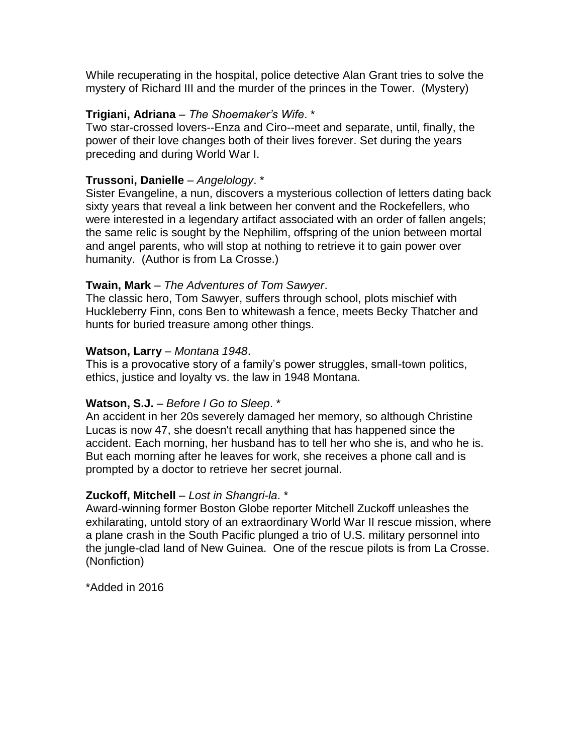While recuperating in the hospital, police detective Alan Grant tries to solve the mystery of Richard III and the murder of the princes in the Tower. (Mystery)

**Trigiani, Adriana** – *The Shoemaker's Wife*. *
Two star-crossed lovers--Enza and Ciro--meet and separate, until, finally, the power of their love changes both of their lives forever. Set during the years preceding and during World War I.

**Trussoni, Danielle** – *Angelology*. *
Sister Evangeline, a nun, discovers a mysterious collection of letters dating back sixty years that reveal a link between her convent and the Rockefellers, who were interested in a legendary artifact associated with an order of fallen angels; the same relic is sought by the Nephilim, offspring of the union between mortal and angel parents, who will stop at nothing to retrieve it to gain power over humanity. (Author is from La Crosse.)

**Twain, Mark** – *The Adventures of Tom Sawyer*.
The classic hero, Tom Sawyer, suffers through school, plots mischief with Huckleberry Finn, cons Ben to whitewash a fence, meets Becky Thatcher and hunts for buried treasure among other things.

**Watson, Larry** – *Montana 1948*.
This is a provocative story of a family's power struggles, small-town politics, ethics, justice and loyalty vs. the law in 1948 Montana.

**Watson, S.J.** – *Before I Go to Sleep*. *
An accident in her 20s severely damaged her memory, so although Christine Lucas is now 47, she doesn't recall anything that has happened since the accident. Each morning, her husband has to tell her who she is, and who he is. But each morning after he leaves for work, she receives a phone call and is prompted by a doctor to retrieve her secret journal.

**Zuckoff, Mitchell** – *Lost in Shangri-la*. *
Award-winning former Boston Globe reporter Mitchell Zuckoff unleashes the exhilarating, untold story of an extraordinary World War II rescue mission, where a plane crash in the South Pacific plunged a trio of U.S. military personnel into the jungle-clad land of New Guinea. One of the rescue pilots is from La Crosse. (Nonfiction)

*Added in 2016